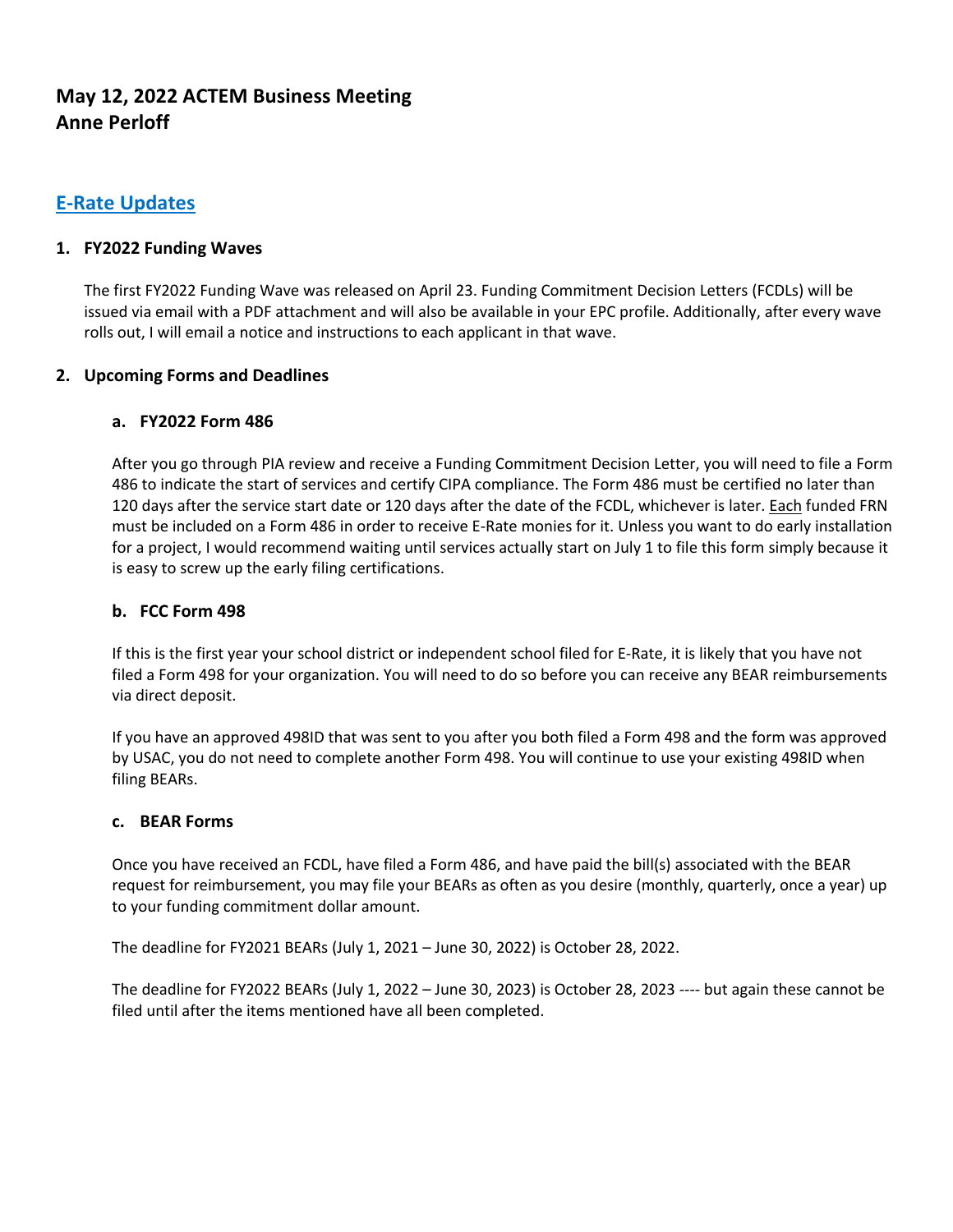# May 12, 2022 ACTEM Business Meeting
# Anne Perloff

## E-Rate Updates

### 1. FY2022 Funding Waves

The first FY2022 Funding Wave was released on April 23. Funding Commitment Decision Letters (FCDLs) will be issued via email with a PDF attachment and will also be available in your EPC profile. Additionally, after every wave rolls out, I will email a notice and instructions to each applicant in that wave.

### 2. Upcoming Forms and Deadlines

#### a. FY2022 Form 486

After you go through PIA review and receive a Funding Commitment Decision Letter, you will need to file a Form 486 to indicate the start of services and certify CIPA compliance. The Form 486 must be certified no later than 120 days after the service start date or 120 days after the date of the FCDL, whichever is later. <u>Each</u> funded FRN must be included on a Form 486 in order to receive E-Rate monies for it. Unless you want to do early installation for a project, I would recommend waiting until services actually start on July 1 to file this form simply because it is easy to screw up the early filing certifications.

#### b. FCC Form 498

If this is the first year your school district or independent school filed for E-Rate, it is likely that you have not filed a Form 498 for your organization. You will need to do so before you can receive any BEAR reimbursements via direct deposit.

If you have an approved 498ID that was sent to you after you both filed a Form 498 and the form was approved by USAC, you do not need to complete another Form 498. You will continue to use your existing 498ID when filing BEARs.

#### c. BEAR Forms

Once you have received an FCDL, have filed a Form 486, and have paid the bill(s) associated with the BEAR request for reimbursement, you may file your BEARs as often as you desire (monthly, quarterly, once a year) up to your funding commitment dollar amount.

The deadline for FY2021 BEARs (July 1, 2021 – June 30, 2022) is October 28, 2022.

The deadline for FY2022 BEARs (July 1, 2022 – June 30, 2023) is October 28, 2023 ---- but again these cannot be filed until after the items mentioned have all been completed.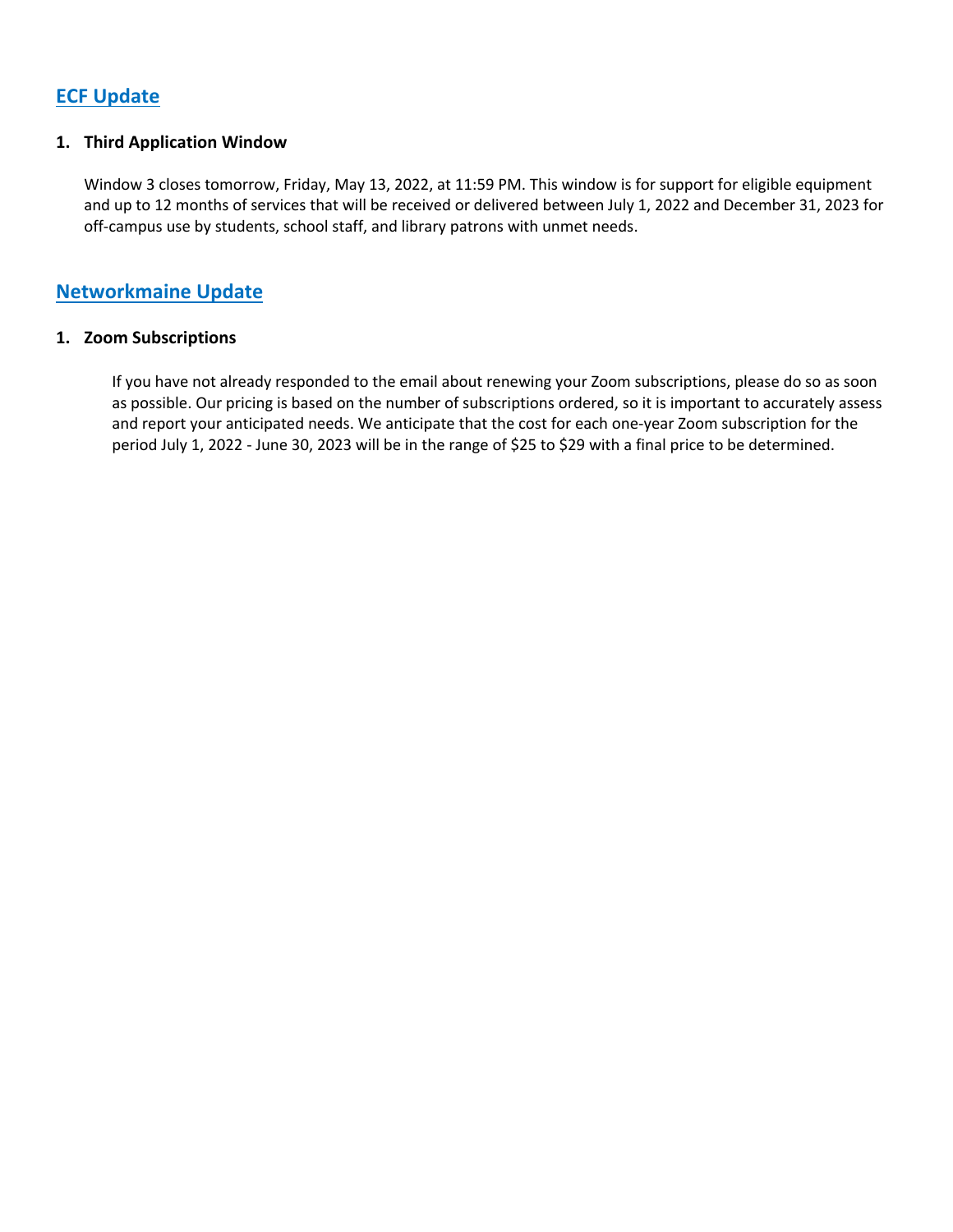## ECF Update

1. **Third Application Window**

   Window 3 closes tomorrow, Friday, May 13, 2022, at 11:59 PM. This window is for support for eligible equipment and up to 12 months of services that will be received or delivered between July 1, 2022 and December 31, 2023 for off-campus use by students, school staff, and library patrons with unmet needs.

## Networkmaine Update

1. **Zoom Subscriptions**

   If you have not already responded to the email about renewing your Zoom subscriptions, please do so as soon as possible. Our pricing is based on the number of subscriptions ordered, so it is important to accurately assess and report your anticipated needs. We anticipate that the cost for each one-year Zoom subscription for the period July 1, 2022 - June 30, 2023 will be in the range of $25 to $29 with a final price to be determined.